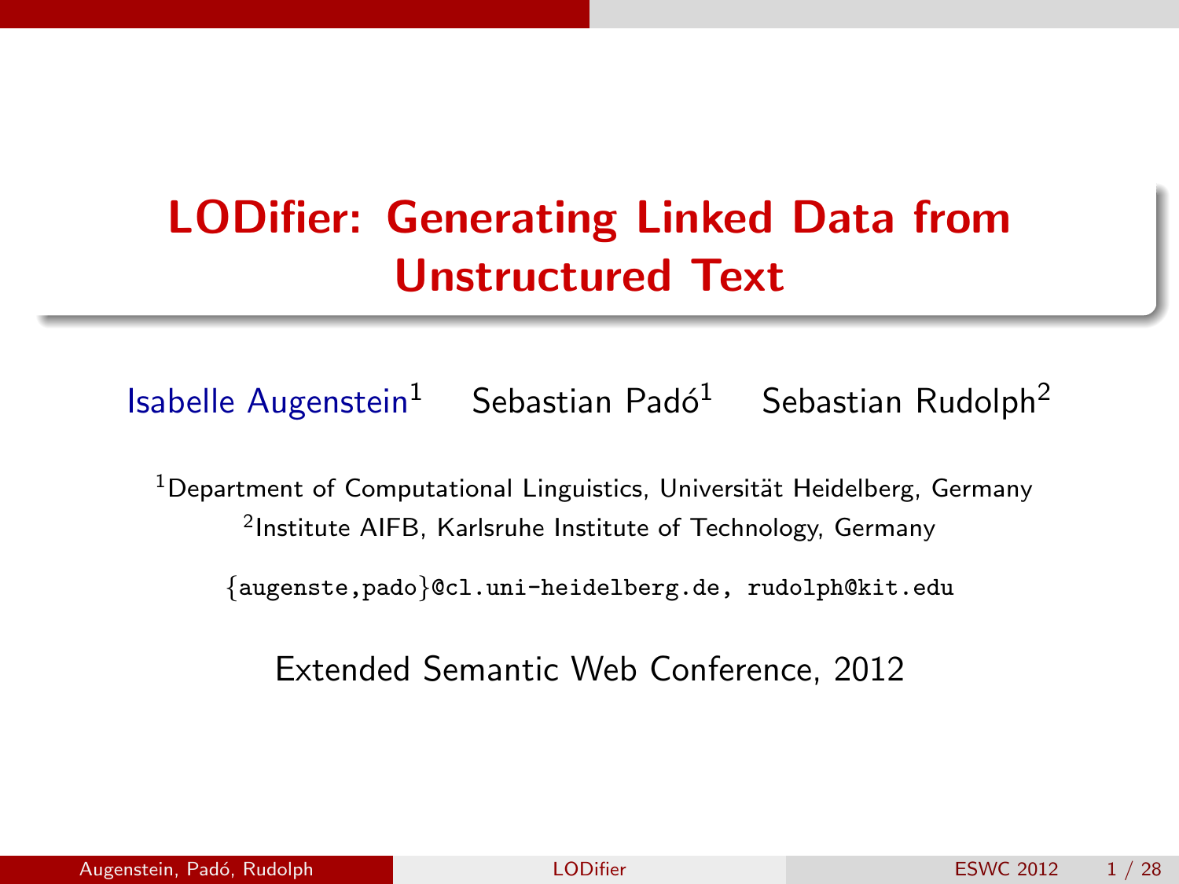# LODifier: Generating Linked Data from Unstructured Text

Isabelle Augenstein[1] Sebastian Padó[1] Sebastian Rudolph[2]

[1]Department of Computational Linguistics, Universität Heidelberg, Germany
[2]Institute AIFB, Karlsruhe Institute of Technology, Germany

{augenste,pado}@cl.uni-heidelberg.de, rudolph@kit.edu

Extended Semantic Web Conference, 2012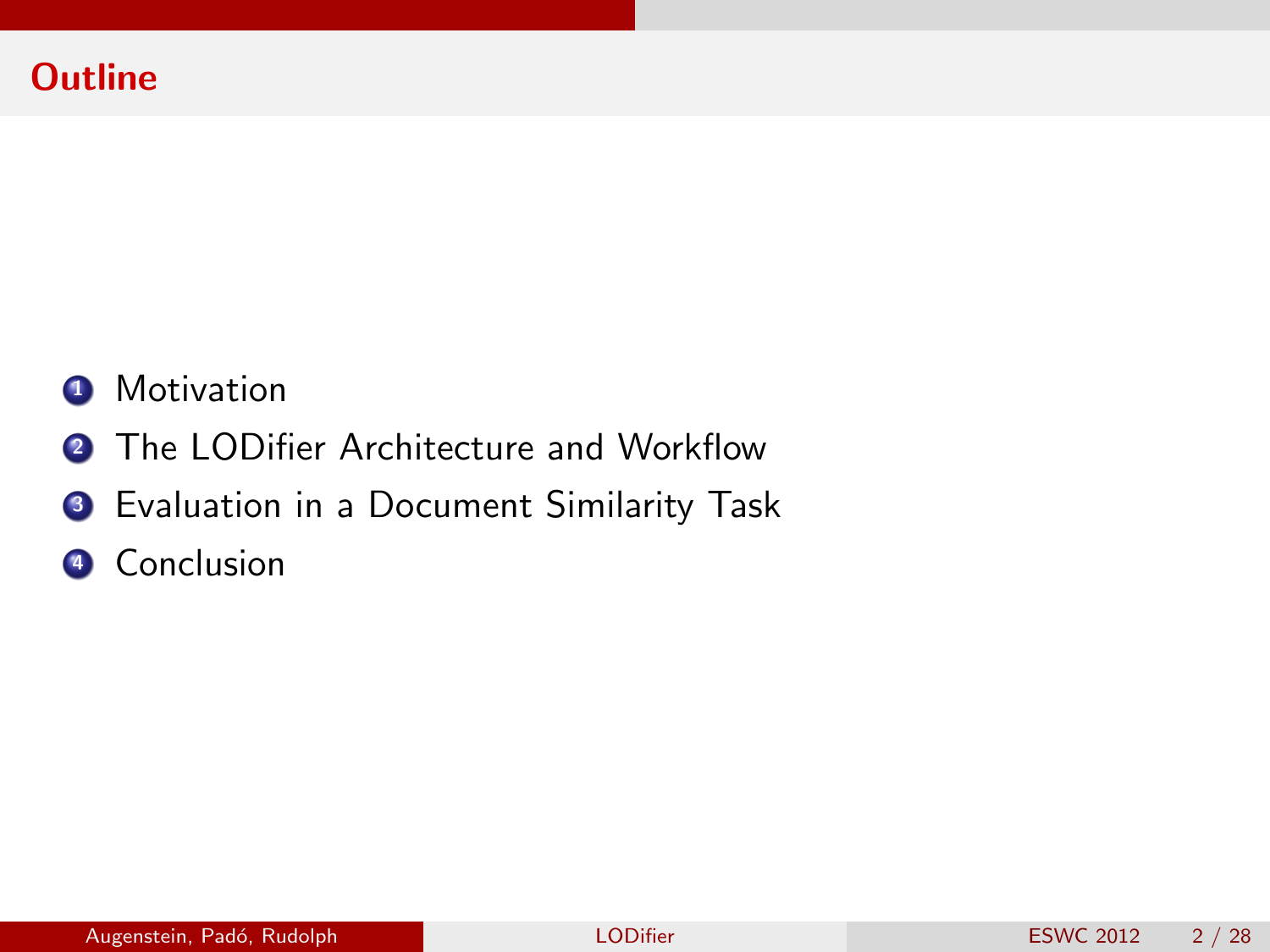# Outline

1. Motivation
2. The LODifier Architecture and Workflow
3. Evaluation in a Document Similarity Task
4. Conclusion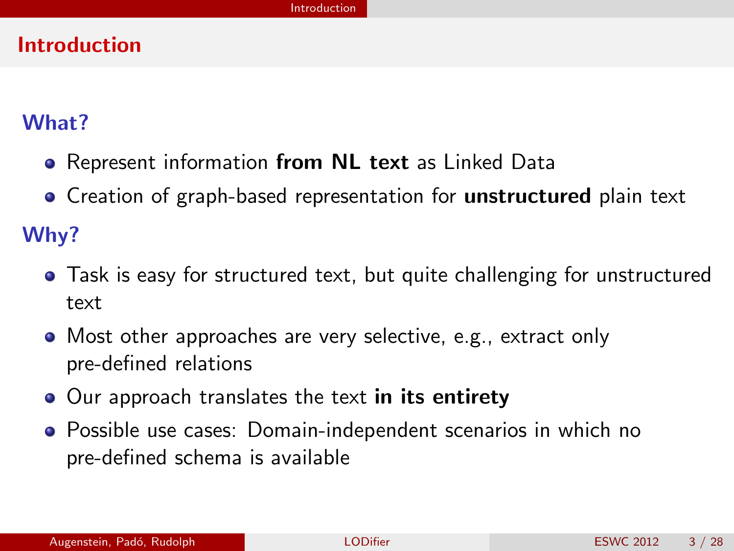# Introduction

### What?

- Represent information **from NL text** as Linked Data
- Creation of graph-based representation for **unstructured** plain text

### Why?

- Task is easy for structured text, but quite challenging for unstructured text
- Most other approaches are very selective, e.g., extract only pre-defined relations
- Our approach translates the text **in its entirety**
- Possible use cases: Domain-independent scenarios in which no pre-defined schema is available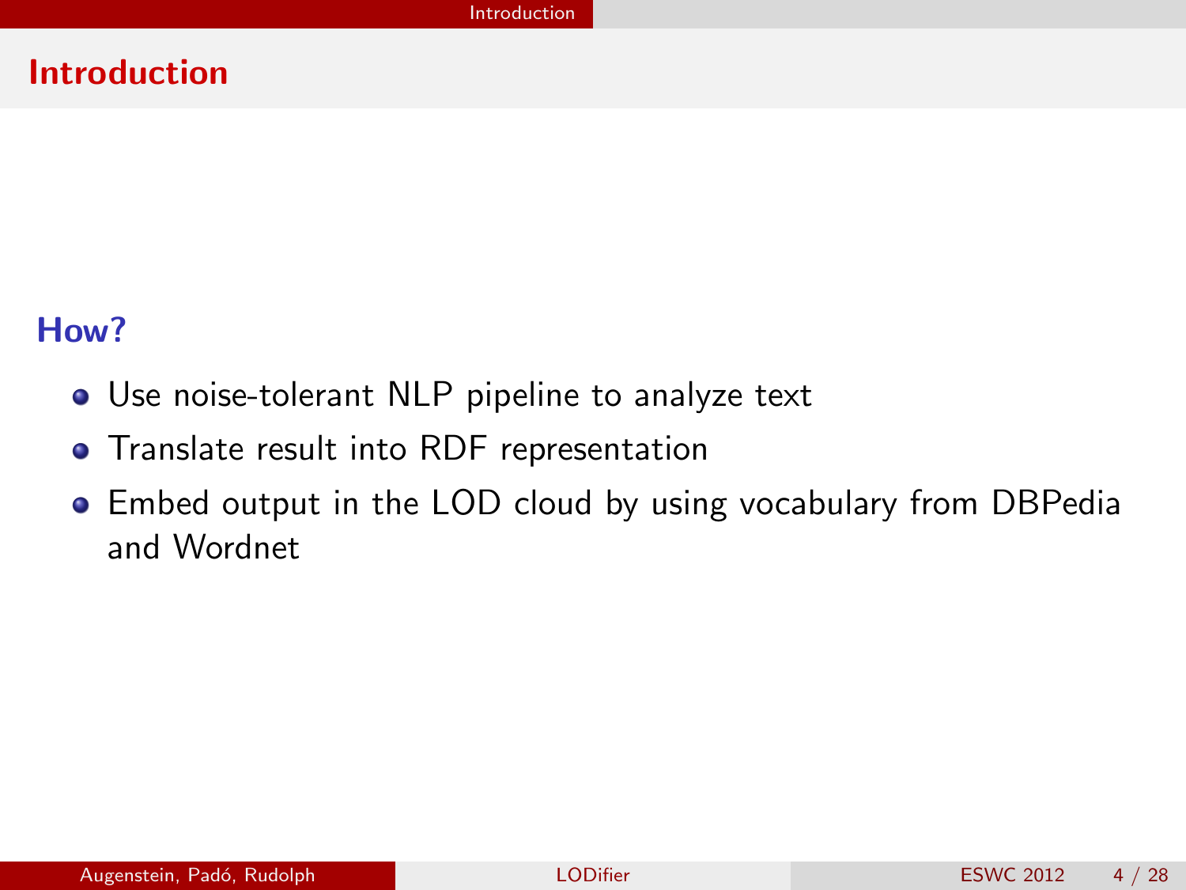# Introduction

### How?

- Use noise-tolerant NLP pipeline to analyze text
- Translate result into RDF representation
- Embed output in the LOD cloud by using vocabulary from DBPedia and Wordnet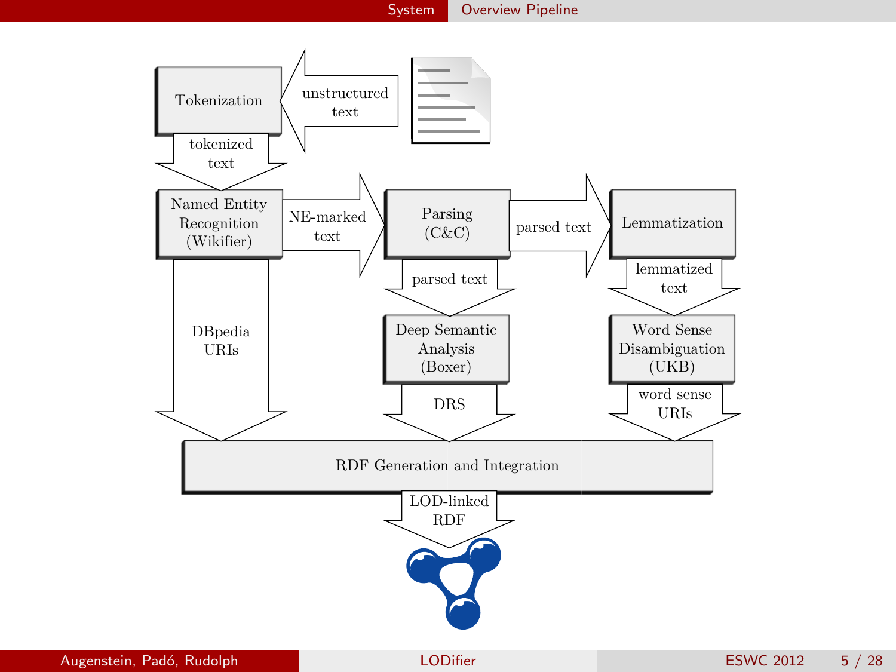## Overview Pipeline

- unstructured text → Tokenization
- Tokenization → tokenized text → Named Entity Recognition (Wikifier)
- Named Entity Recognition (Wikifier) → NE-marked text → Parsing (C&C)
- Named Entity Recognition (Wikifier) → DBpedia URIs → RDF Generation and Integration
- Parsing (C&C) → parsed text → Lemmatization
- Parsing (C&C) → parsed text → Deep Semantic Analysis (Boxer)
- Deep Semantic Analysis (Boxer) → DRS → RDF Generation and Integration
- Lemmatization → lemmatized text → Word Sense Disambiguation (UKB)
- Word Sense Disambiguation (UKB) → word sense URIs → RDF Generation and Integration
- RDF Generation and Integration → LOD-linked RDF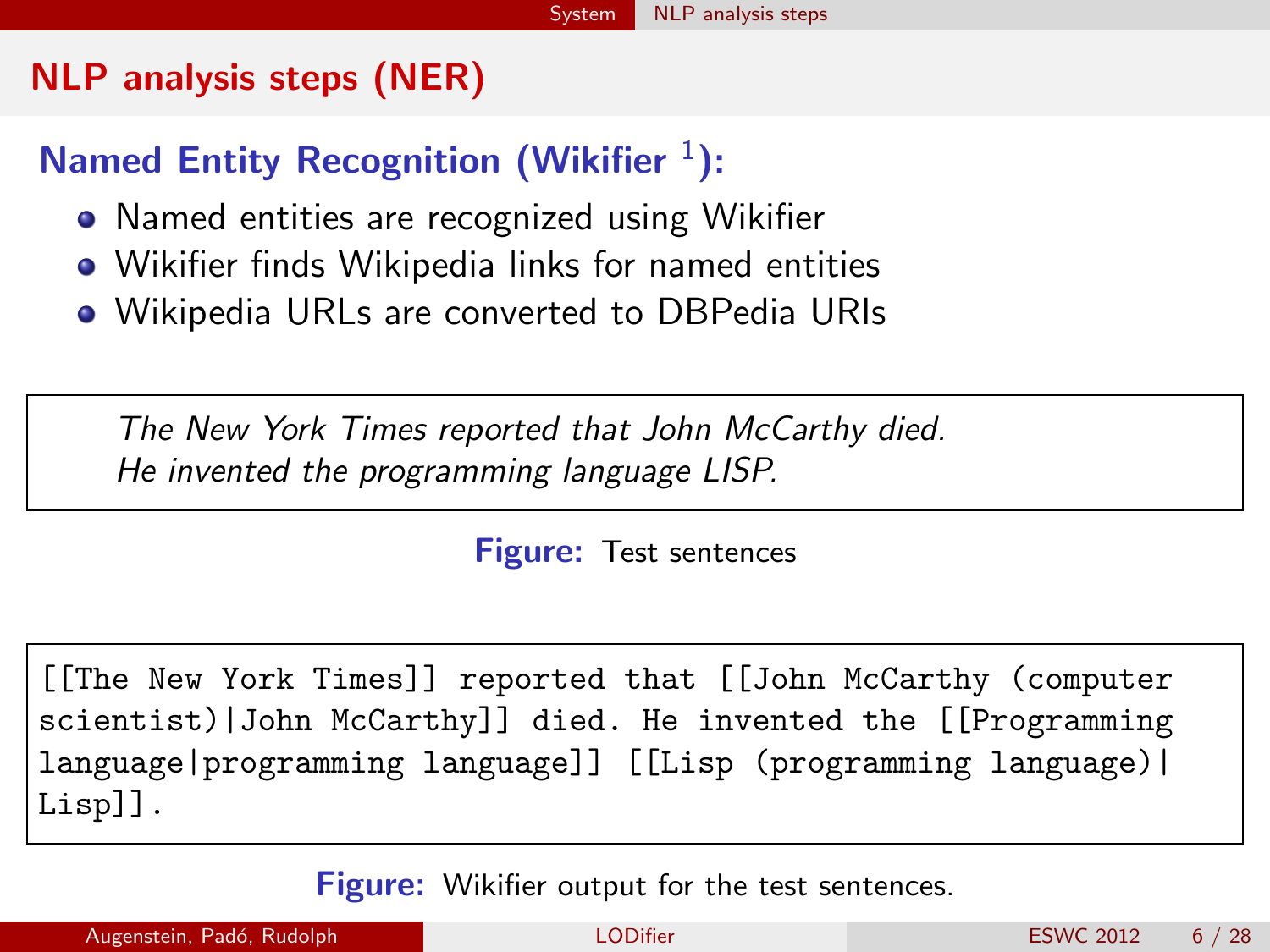## NLP analysis steps (NER)

### Named Entity Recognition (Wikifier [1]):

- Named entities are recognized using Wikifier
- Wikifier finds Wikipedia links for named entities
- Wikipedia URLs are converted to DBPedia URIs

> *The New York Times reported that John McCarthy died.*
> *He invented the programming language LISP.*

**Figure:** Test sentences

```
[[The New York Times]] reported that [[John McCarthy (computer
scientist)|John McCarthy]] died. He invented the [[Programming
language|programming language]] [[Lisp (programming language)|
Lisp]].
```

**Figure:** Wikifier output for the test sentences.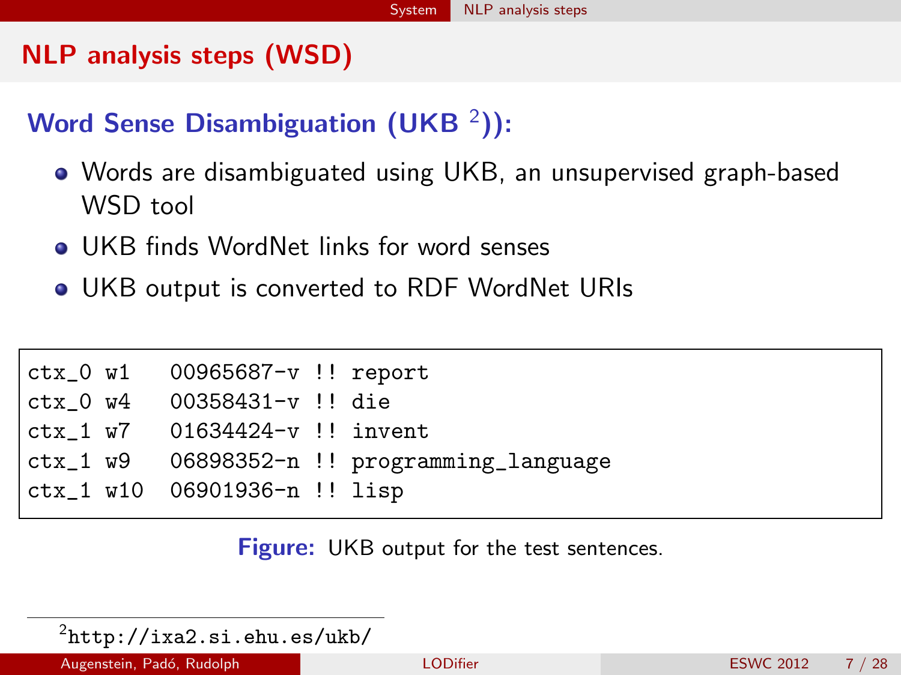## NLP analysis steps (WSD)

### Word Sense Disambiguation (UKB [2]):

- Words are disambiguated using UKB, an unsupervised graph-based WSD tool
- UKB finds WordNet links for word senses
- UKB output is converted to RDF WordNet URIs

```
ctx_0 w1   00965687-v !! report
ctx_0 w4   00358431-v !! die
ctx_1 w7   01634424-v !! invent
ctx_1 w9   06898352-n !! programming_language
ctx_1 w10  06901936-n !! lisp
```

**Figure:** UKB output for the test sentences.

[2] http://ixa2.si.ehu.es/ukb/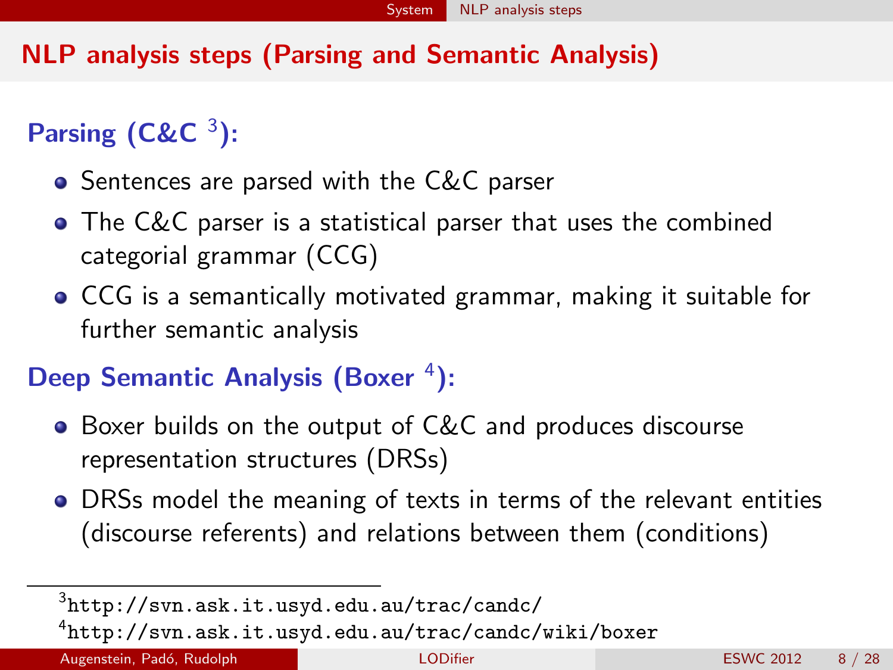## NLP analysis steps (Parsing and Semantic Analysis)

### Parsing (C&C [3]):

- Sentences are parsed with the C&C parser
- The C&C parser is a statistical parser that uses the combined categorial grammar (CCG)
- CCG is a semantically motivated grammar, making it suitable for further semantic analysis

### Deep Semantic Analysis (Boxer [4]):

- Boxer builds on the output of C&C and produces discourse representation structures (DRSs)
- DRSs model the meaning of texts in terms of the relevant entities (discourse referents) and relations between them (conditions)

---

[3] http://svn.ask.it.usyd.edu.au/trac/candc/

[4] http://svn.ask.it.usyd.edu.au/trac/candc/wiki/boxer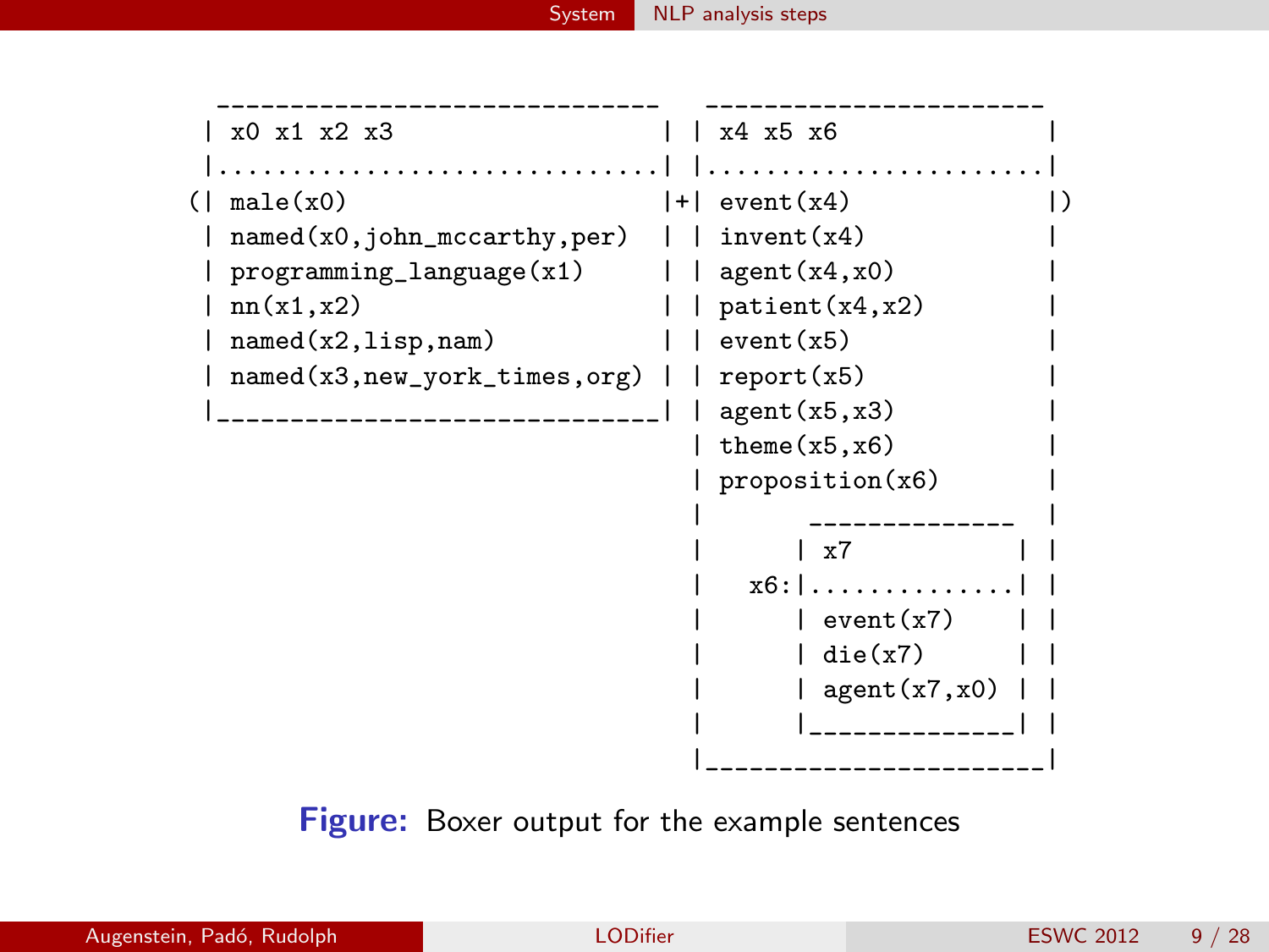```
  ______________________________   _______________________
 | x0 x1 x2 x3                  | | x4 x5 x6              |
 |..............................| |.......................|
(| male(x0)                     |+| event(x4)             |)
 | named(x0,john_mccarthy,per)  | | invent(x4)            |
 | programming_language(x1)     | | agent(x4,x0)          |
 | nn(x1,x2)                    | | patient(x4,x2)        |
 | named(x2,lisp,nam)           | | event(x5)             |
 | named(x3,new_york_times,org) | | report(x5)            |
 |______________________________| | agent(x5,x3)          |
                                  | theme(x5,x6)          |
                                  | proposition(x6)       |
                                  |       ______________  |
                                  |      | x7           | |
                                  |   x6:|..............| |
                                  |      | event(x7)    | |
                                  |      | die(x7)      | |
                                  |      | agent(x7,x0) | |
                                  |      |______________| |
                                  |_______________________|
```

**Figure:** Boxer output for the example sentences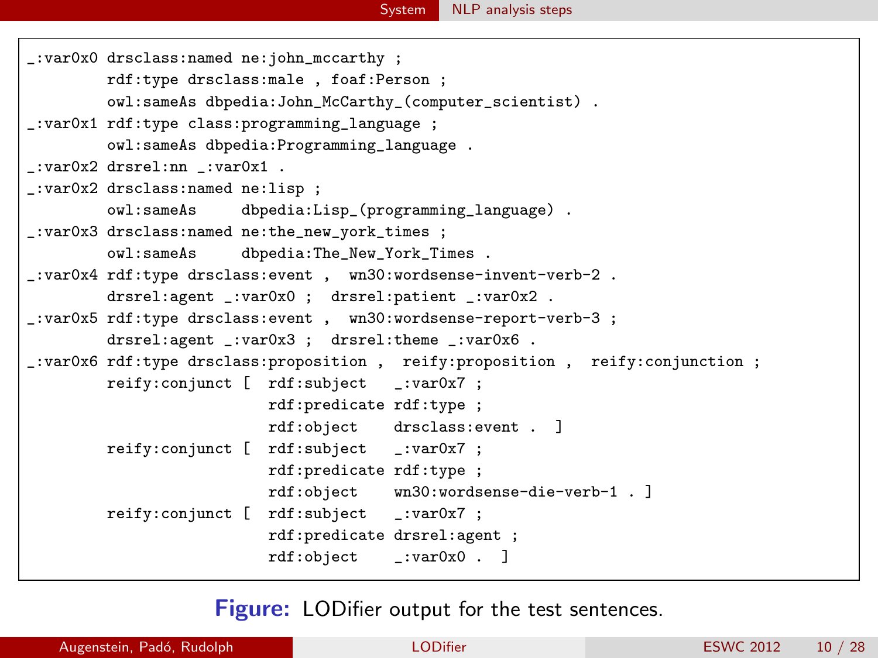```
_:var0x0 drsclass:named ne:john_mccarthy ;
        rdf:type drsclass:male , foaf:Person ;
        owl:sameAs dbpedia:John_McCarthy_(computer_scientist) .
_:var0x1 rdf:type class:programming_language ;
        owl:sameAs dbpedia:Programming_language .
_:var0x2 drsrel:nn _:var0x1 .
_:var0x2 drsclass:named ne:lisp ;
        owl:sameAs     dbpedia:Lisp_(programming_language) .
_:var0x3 drsclass:named ne:the_new_york_times ;
        owl:sameAs     dbpedia:The_New_York_Times .
_:var0x4 rdf:type drsclass:event ,  wn30:wordsense-invent-verb-2 .
        drsrel:agent _:var0x0 ;  drsrel:patient _:var0x2 .
_:var0x5 rdf:type drsclass:event ,  wn30:wordsense-report-verb-3 ;
        drsrel:agent _:var0x3 ;  drsrel:theme _:var0x6 .
_:var0x6 rdf:type drsclass:proposition ,  reify:proposition ,  reify:conjunction ;
        reify:conjunct [  rdf:subject   _:var0x7 ;
                          rdf:predicate rdf:type ;
                          rdf:object    drsclass:event .  ]
        reify:conjunct [  rdf:subject   _:var0x7 ;
                          rdf:predicate rdf:type ;
                          rdf:object    wn30:wordsense-die-verb-1 . ]
        reify:conjunct [  rdf:subject   _:var0x7 ;
                          rdf:predicate drsrel:agent ;
                          rdf:object    _:var0x0 .  ]
```

**Figure:** LODifier output for the test sentences.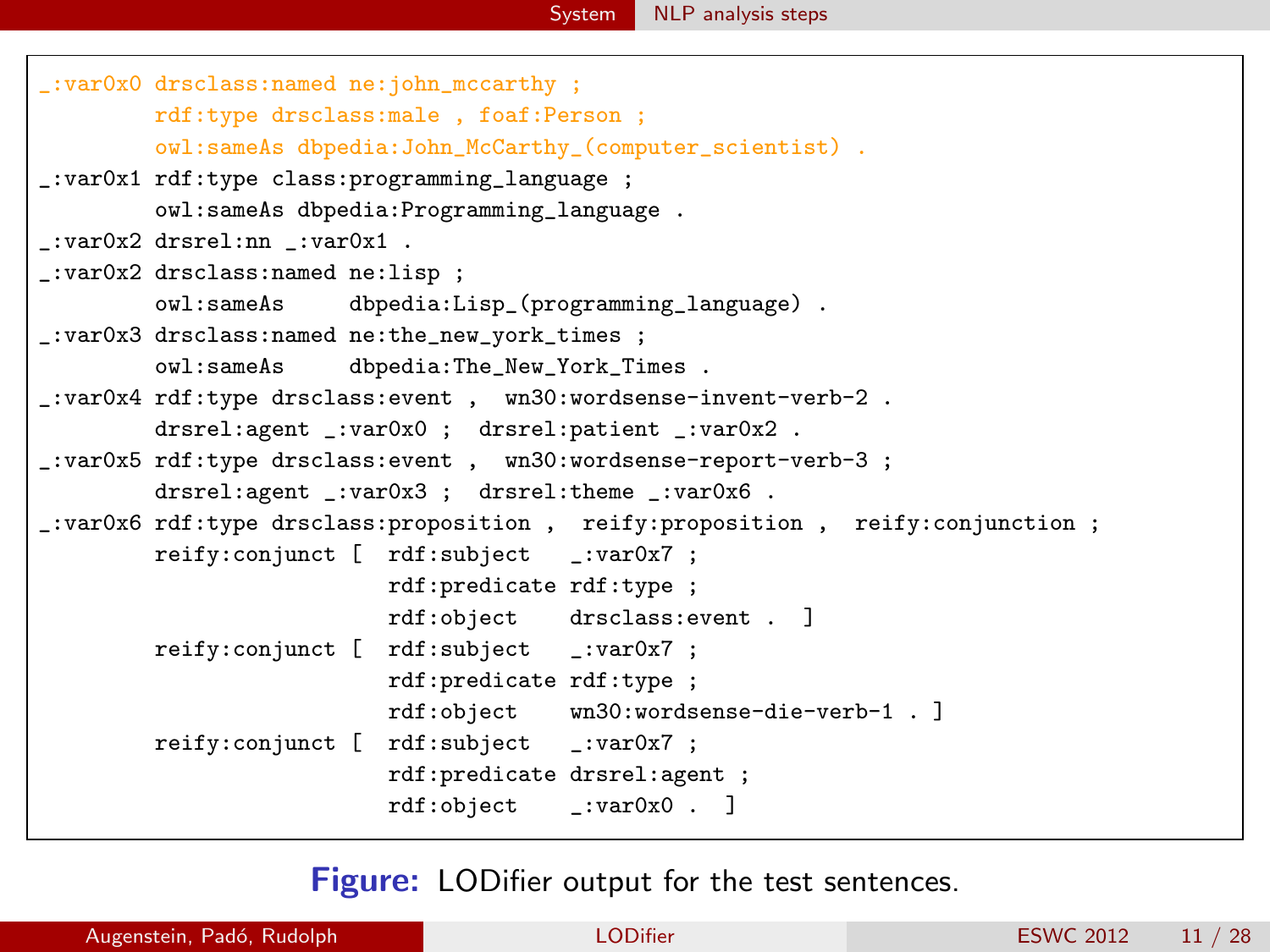```
_:var0x0 drsclass:named ne:john_mccarthy ;
        rdf:type drsclass:male , foaf:Person ;
        owl:sameAs dbpedia:John_McCarthy_(computer_scientist) .
_:var0x1 rdf:type class:programming_language ;
        owl:sameAs dbpedia:Programming_language .
_:var0x2 drsrel:nn _:var0x1 .
_:var0x2 drsclass:named ne:lisp ;
        owl:sameAs     dbpedia:Lisp_(programming_language) .
_:var0x3 drsclass:named ne:the_new_york_times ;
        owl:sameAs     dbpedia:The_New_York_Times .
_:var0x4 rdf:type drsclass:event ,  wn30:wordsense-invent-verb-2 .
        drsrel:agent _:var0x0 ;  drsrel:patient _:var0x2 .
_:var0x5 rdf:type drsclass:event ,  wn30:wordsense-report-verb-3 ;
        drsrel:agent _:var0x3 ;  drsrel:theme _:var0x6 .
_:var0x6 rdf:type drsclass:proposition ,  reify:proposition ,  reify:conjunction ;
        reify:conjunct [  rdf:subject   _:var0x7 ;
                          rdf:predicate rdf:type ;
                          rdf:object    drsclass:event .  ]
        reify:conjunct [  rdf:subject   _:var0x7 ;
                          rdf:predicate rdf:type ;
                          rdf:object    wn30:wordsense-die-verb-1 . ]
        reify:conjunct [  rdf:subject   _:var0x7 ;
                          rdf:predicate drsrel:agent ;
                          rdf:object    _:var0x0 .  ]
```

**Figure:** LODifier output for the test sentences.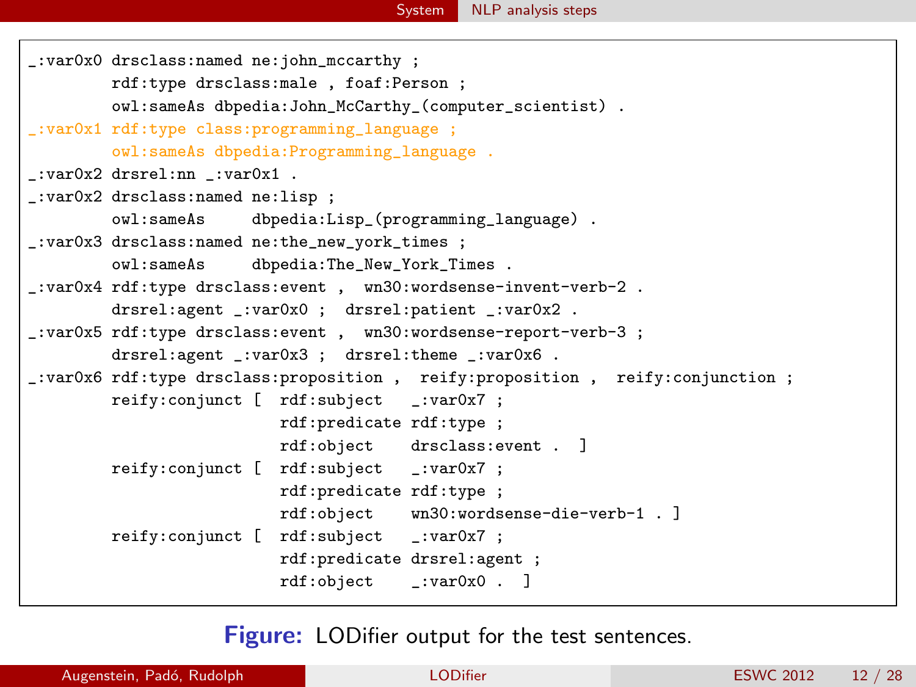```
_:var0x0 drsclass:named ne:john_mccarthy ;
        rdf:type drsclass:male , foaf:Person ;
        owl:sameAs dbpedia:John_McCarthy_(computer_scientist) .
_:var0x1 rdf:type class:programming_language ;
        owl:sameAs dbpedia:Programming_language .
_:var0x2 drsrel:nn _:var0x1 .
_:var0x2 drsclass:named ne:lisp ;
        owl:sameAs     dbpedia:Lisp_(programming_language) .
_:var0x3 drsclass:named ne:the_new_york_times ;
        owl:sameAs     dbpedia:The_New_York_Times .
_:var0x4 rdf:type drsclass:event ,  wn30:wordsense-invent-verb-2 .
        drsrel:agent _:var0x0 ;  drsrel:patient _:var0x2 .
_:var0x5 rdf:type drsclass:event ,  wn30:wordsense-report-verb-3 ;
        drsrel:agent _:var0x3 ;  drsrel:theme _:var0x6 .
_:var0x6 rdf:type drsclass:proposition ,  reify:proposition ,  reify:conjunction ;
        reify:conjunct [  rdf:subject   _:var0x7 ;
                          rdf:predicate rdf:type ;
                          rdf:object    drsclass:event .  ]
        reify:conjunct [  rdf:subject   _:var0x7 ;
                          rdf:predicate rdf:type ;
                          rdf:object    wn30:wordsense-die-verb-1 . ]
        reify:conjunct [  rdf:subject   _:var0x7 ;
                          rdf:predicate drsrel:agent ;
                          rdf:object    _:var0x0 .  ]
```

**Figure:** LODifier output for the test sentences.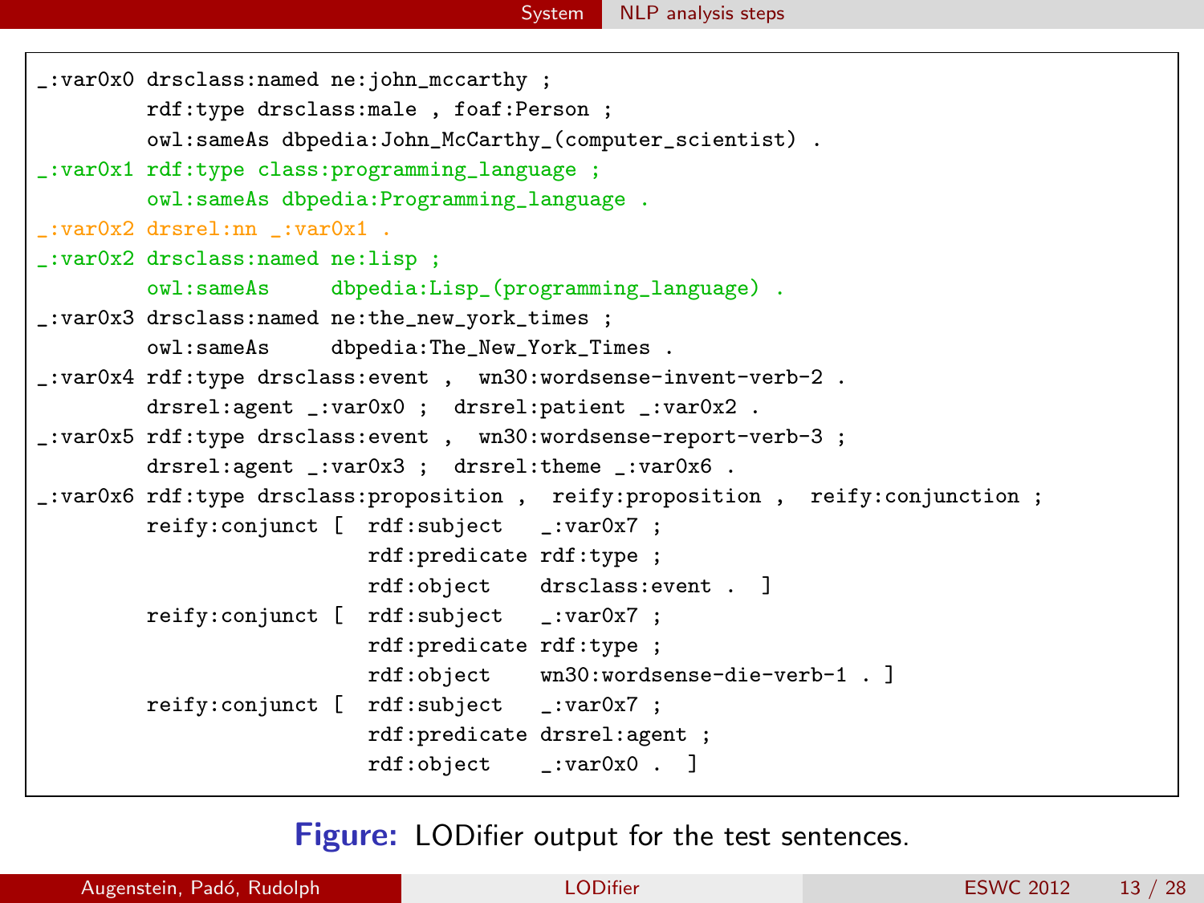```
_:var0x0 drsclass:named ne:john_mccarthy ;
        rdf:type drsclass:male , foaf:Person ;
        owl:sameAs dbpedia:John_McCarthy_(computer_scientist) .
_:var0x1 rdf:type class:programming_language ;
        owl:sameAs dbpedia:Programming_language .
_:var0x2 drsrel:nn _:var0x1 .
_:var0x2 drsclass:named ne:lisp ;
        owl:sameAs     dbpedia:Lisp_(programming_language) .
_:var0x3 drsclass:named ne:the_new_york_times ;
        owl:sameAs     dbpedia:The_New_York_Times .
_:var0x4 rdf:type drsclass:event ,  wn30:wordsense-invent-verb-2 .
        drsrel:agent _:var0x0 ;  drsrel:patient _:var0x2 .
_:var0x5 rdf:type drsclass:event ,  wn30:wordsense-report-verb-3 ;
        drsrel:agent _:var0x3 ;  drsrel:theme _:var0x6 .
_:var0x6 rdf:type drsclass:proposition ,  reify:proposition ,  reify:conjunction ;
        reify:conjunct [  rdf:subject   _:var0x7 ;
                          rdf:predicate rdf:type ;
                          rdf:object    drsclass:event .  ]
        reify:conjunct [  rdf:subject   _:var0x7 ;
                          rdf:predicate rdf:type ;
                          rdf:object    wn30:wordsense-die-verb-1 . ]
        reify:conjunct [  rdf:subject   _:var0x7 ;
                          rdf:predicate drsrel:agent ;
                          rdf:object    _:var0x0 .  ]
```

**Figure:** LODifier output for the test sentences.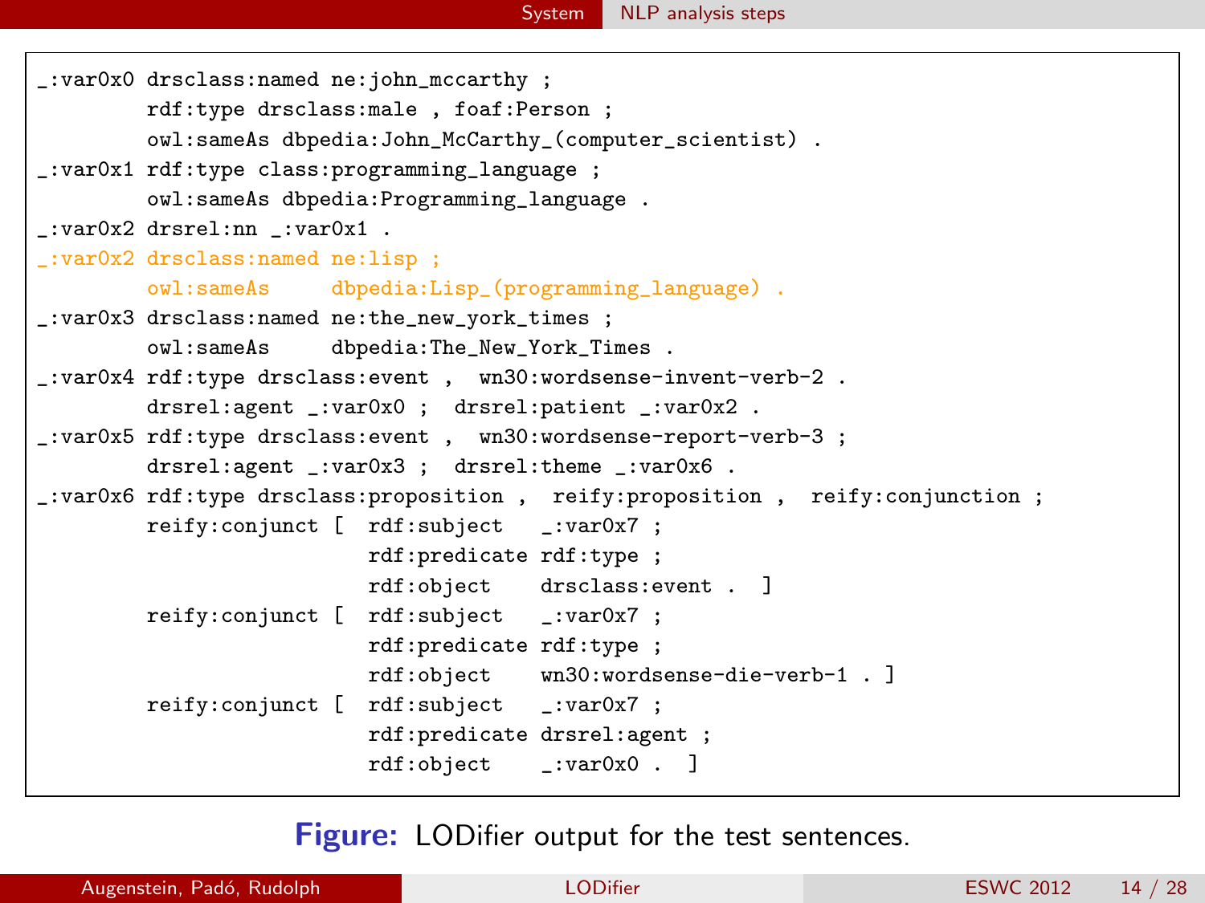```
_:var0x0 drsclass:named ne:john_mccarthy ;
        rdf:type drsclass:male , foaf:Person ;
        owl:sameAs dbpedia:John_McCarthy_(computer_scientist) .
_:var0x1 rdf:type class:programming_language ;
        owl:sameAs dbpedia:Programming_language .
_:var0x2 drsrel:nn _:var0x1 .
_:var0x2 drsclass:named ne:lisp ;
        owl:sameAs     dbpedia:Lisp_(programming_language) .
_:var0x3 drsclass:named ne:the_new_york_times ;
        owl:sameAs     dbpedia:The_New_York_Times .
_:var0x4 rdf:type drsclass:event ,  wn30:wordsense-invent-verb-2 .
        drsrel:agent _:var0x0 ;  drsrel:patient _:var0x2 .
_:var0x5 rdf:type drsclass:event ,  wn30:wordsense-report-verb-3 ;
        drsrel:agent _:var0x3 ;  drsrel:theme _:var0x6 .
_:var0x6 rdf:type drsclass:proposition ,  reify:proposition ,  reify:conjunction ;
        reify:conjunct [  rdf:subject   _:var0x7 ;
                          rdf:predicate rdf:type ;
                          rdf:object    drsclass:event .  ]
        reify:conjunct [  rdf:subject   _:var0x7 ;
                          rdf:predicate rdf:type ;
                          rdf:object    wn30:wordsense-die-verb-1 . ]
        reify:conjunct [  rdf:subject   _:var0x7 ;
                          rdf:predicate drsrel:agent ;
                          rdf:object    _:var0x0 .  ]
```

**Figure:** LODifier output for the test sentences.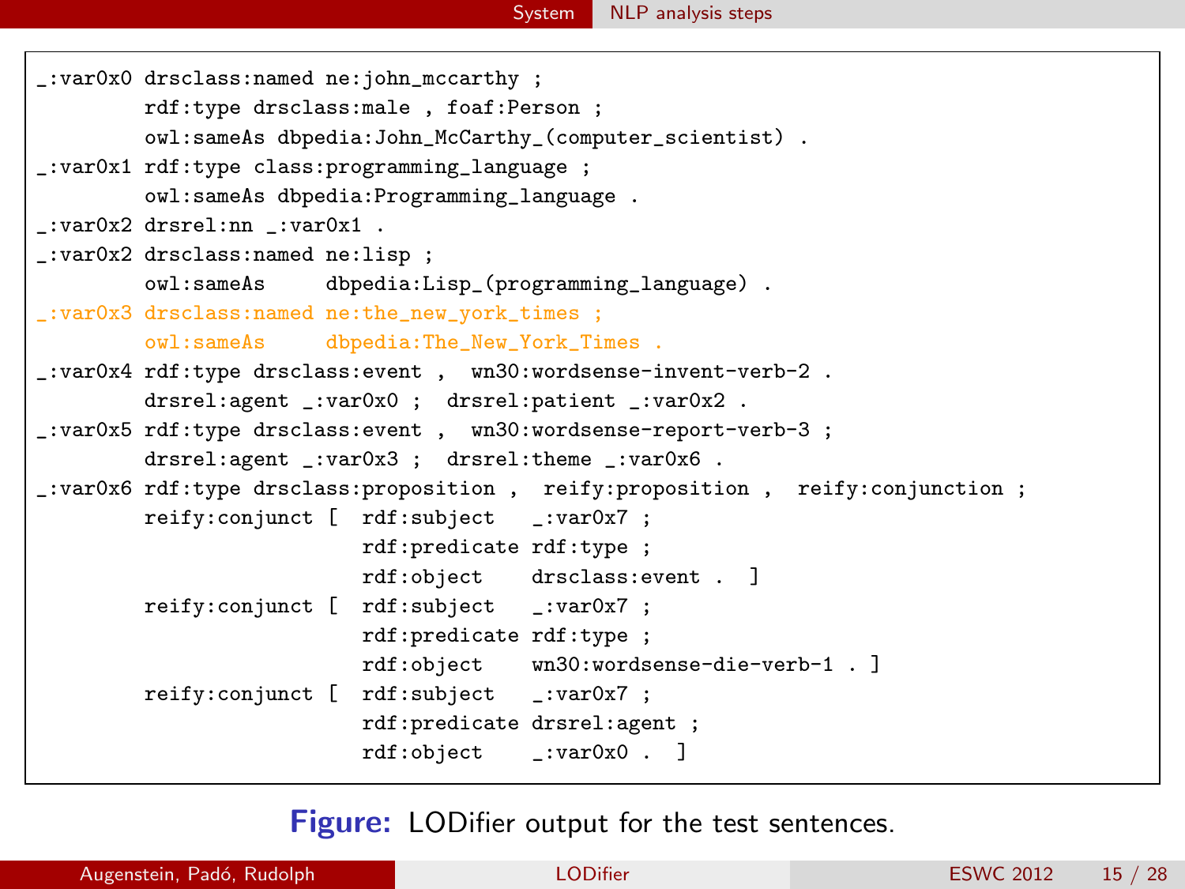```
_:var0x0 drsclass:named ne:john_mccarthy ;
        rdf:type drsclass:male , foaf:Person ;
        owl:sameAs dbpedia:John_McCarthy_(computer_scientist) .
_:var0x1 rdf:type class:programming_language ;
        owl:sameAs dbpedia:Programming_language .
_:var0x2 drsrel:nn _:var0x1 .
_:var0x2 drsclass:named ne:lisp ;
        owl:sameAs     dbpedia:Lisp_(programming_language) .
_:var0x3 drsclass:named ne:the_new_york_times ;
        owl:sameAs     dbpedia:The_New_York_Times .
_:var0x4 rdf:type drsclass:event ,  wn30:wordsense-invent-verb-2 .
        drsrel:agent _:var0x0 ;  drsrel:patient _:var0x2 .
_:var0x5 rdf:type drsclass:event ,  wn30:wordsense-report-verb-3 ;
        drsrel:agent _:var0x3 ;  drsrel:theme _:var0x6 .
_:var0x6 rdf:type drsclass:proposition ,  reify:proposition ,  reify:conjunction ;
        reify:conjunct [  rdf:subject   _:var0x7 ;
                          rdf:predicate rdf:type ;
                          rdf:object    drsclass:event .  ]
        reify:conjunct [  rdf:subject   _:var0x7 ;
                          rdf:predicate rdf:type ;
                          rdf:object    wn30:wordsense-die-verb-1 . ]
        reify:conjunct [  rdf:subject   _:var0x7 ;
                          rdf:predicate drsrel:agent ;
                          rdf:object    _:var0x0 .  ]
```

**Figure:** LODifier output for the test sentences.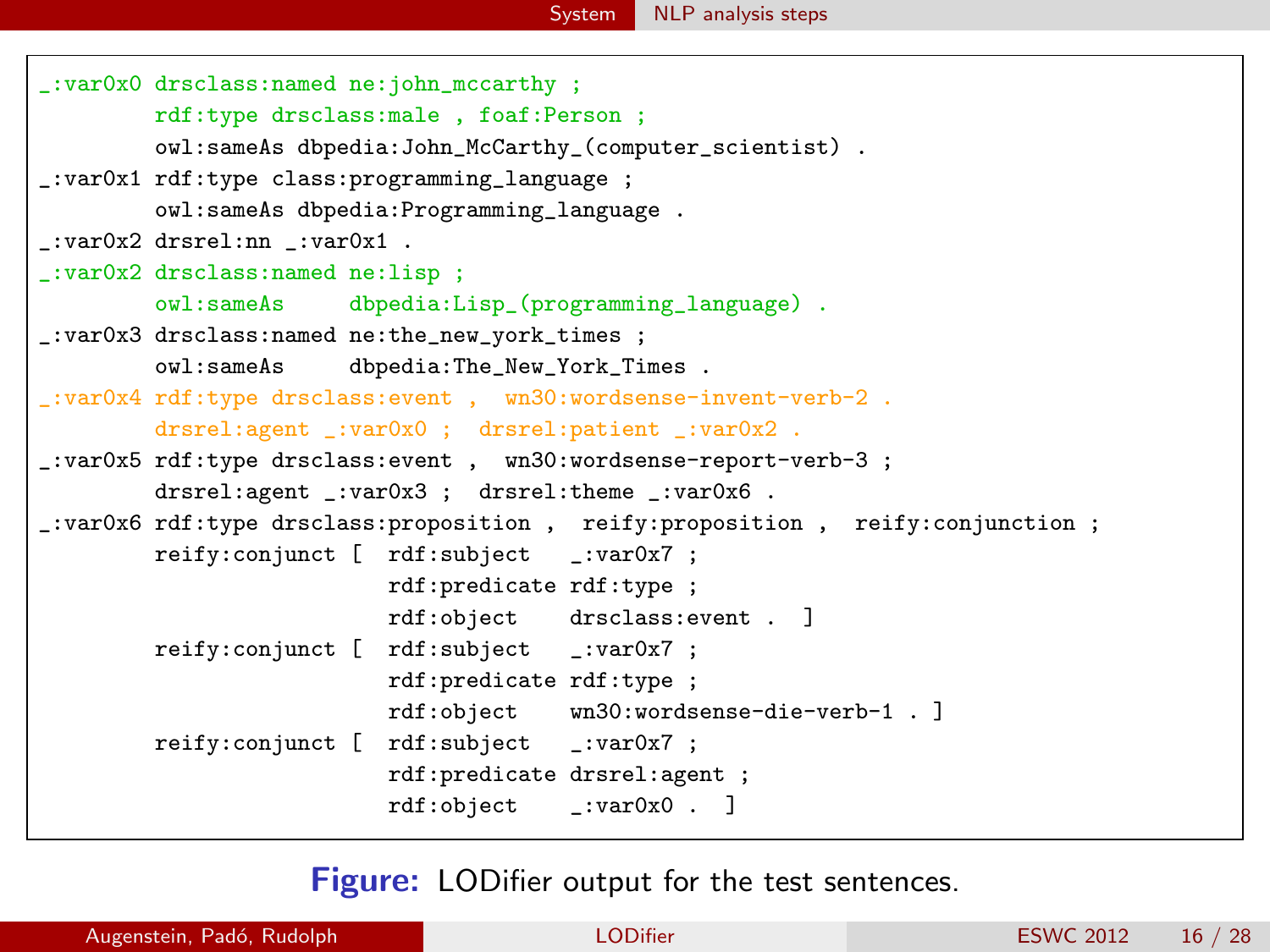```
_:var0x0 drsclass:named ne:john_mccarthy ;
        rdf:type drsclass:male , foaf:Person ;
        owl:sameAs dbpedia:John_McCarthy_(computer_scientist) .
_:var0x1 rdf:type class:programming_language ;
        owl:sameAs dbpedia:Programming_language .
_:var0x2 drsrel:nn _:var0x1 .
_:var0x2 drsclass:named ne:lisp ;
        owl:sameAs     dbpedia:Lisp_(programming_language) .
_:var0x3 drsclass:named ne:the_new_york_times ;
        owl:sameAs     dbpedia:The_New_York_Times .
_:var0x4 rdf:type drsclass:event ,  wn30:wordsense-invent-verb-2 .
        drsrel:agent _:var0x0 ;  drsrel:patient _:var0x2 .
_:var0x5 rdf:type drsclass:event ,  wn30:wordsense-report-verb-3 ;
        drsrel:agent _:var0x3 ;  drsrel:theme _:var0x6 .
_:var0x6 rdf:type drsclass:proposition ,  reify:proposition ,  reify:conjunction ;
        reify:conjunct [  rdf:subject   _:var0x7 ;
                          rdf:predicate rdf:type ;
                          rdf:object    drsclass:event .  ]
        reify:conjunct [  rdf:subject   _:var0x7 ;
                          rdf:predicate rdf:type ;
                          rdf:object    wn30:wordsense-die-verb-1 . ]
        reify:conjunct [  rdf:subject   _:var0x7 ;
                          rdf:predicate drsrel:agent ;
                          rdf:object    _:var0x0 .  ]
```

**Figure:** LODifier output for the test sentences.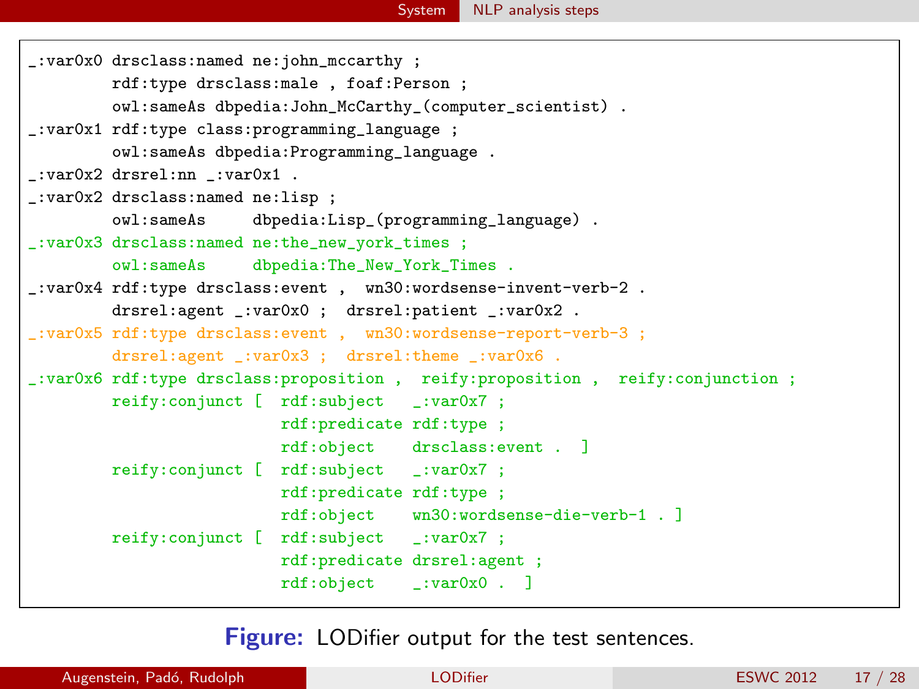```
_:var0x0 drsclass:named ne:john_mccarthy ;
        rdf:type drsclass:male , foaf:Person ;
        owl:sameAs dbpedia:John_McCarthy_(computer_scientist) .
_:var0x1 rdf:type class:programming_language ;
        owl:sameAs dbpedia:Programming_language .
_:var0x2 drsrel:nn _:var0x1 .
_:var0x2 drsclass:named ne:lisp ;
        owl:sameAs     dbpedia:Lisp_(programming_language) .
_:var0x3 drsclass:named ne:the_new_york_times ;
        owl:sameAs     dbpedia:The_New_York_Times .
_:var0x4 rdf:type drsclass:event ,  wn30:wordsense-invent-verb-2 .
        drsrel:agent _:var0x0 ;  drsrel:patient _:var0x2 .
_:var0x5 rdf:type drsclass:event ,  wn30:wordsense-report-verb-3 ;
        drsrel:agent _:var0x3 ;  drsrel:theme _:var0x6 .
_:var0x6 rdf:type drsclass:proposition ,  reify:proposition ,  reify:conjunction ;
        reify:conjunct [  rdf:subject   _:var0x7 ;
                          rdf:predicate rdf:type ;
                          rdf:object    drsclass:event .  ]
        reify:conjunct [  rdf:subject   _:var0x7 ;
                          rdf:predicate rdf:type ;
                          rdf:object    wn30:wordsense-die-verb-1 . ]
        reify:conjunct [  rdf:subject   _:var0x7 ;
                          rdf:predicate drsrel:agent ;
                          rdf:object    _:var0x0 .  ]
```

**Figure:** LODifier output for the test sentences.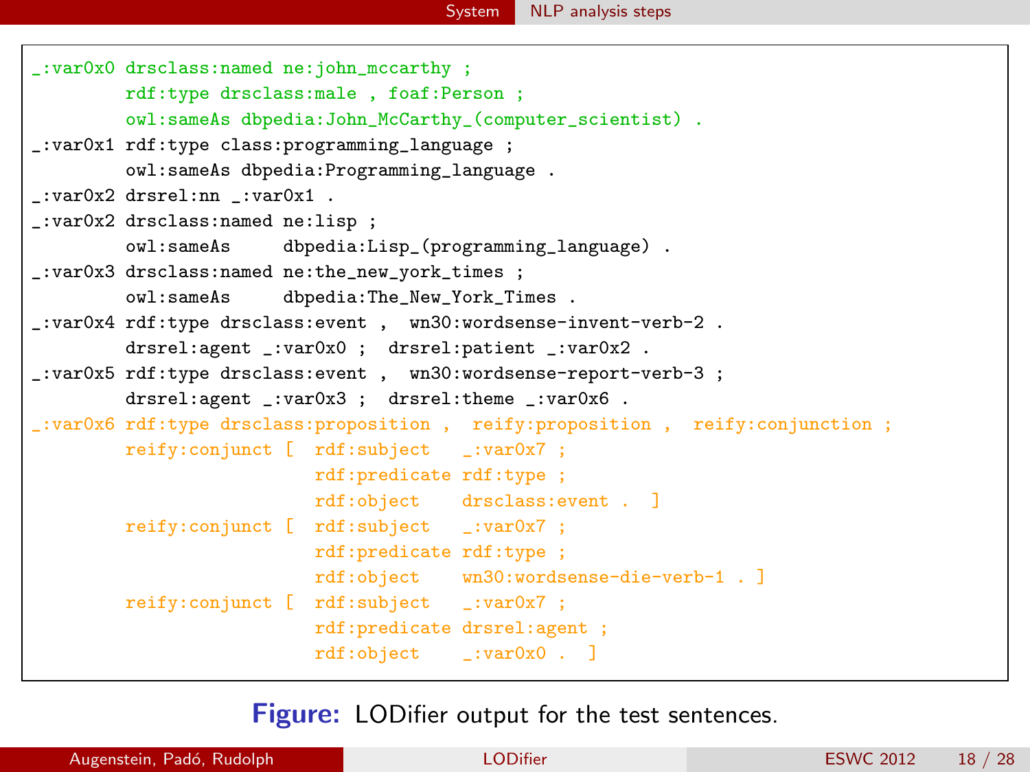```
_:var0x0 drsclass:named ne:john_mccarthy ;
        rdf:type drsclass:male , foaf:Person ;
        owl:sameAs dbpedia:John_McCarthy_(computer_scientist) .
_:var0x1 rdf:type class:programming_language ;
        owl:sameAs dbpedia:Programming_language .
_:var0x2 drsrel:nn _:var0x1 .
_:var0x2 drsclass:named ne:lisp ;
        owl:sameAs     dbpedia:Lisp_(programming_language) .
_:var0x3 drsclass:named ne:the_new_york_times ;
        owl:sameAs     dbpedia:The_New_York_Times .
_:var0x4 rdf:type drsclass:event ,  wn30:wordsense-invent-verb-2 .
        drsrel:agent _:var0x0 ;  drsrel:patient _:var0x2 .
_:var0x5 rdf:type drsclass:event ,  wn30:wordsense-report-verb-3 ;
        drsrel:agent _:var0x3 ;  drsrel:theme _:var0x6 .
_:var0x6 rdf:type drsclass:proposition ,  reify:proposition ,  reify:conjunction ;
        reify:conjunct [  rdf:subject   _:var0x7 ;
                          rdf:predicate rdf:type ;
                          rdf:object    drsclass:event .  ]
        reify:conjunct [  rdf:subject   _:var0x7 ;
                          rdf:predicate rdf:type ;
                          rdf:object    wn30:wordsense-die-verb-1 . ]
        reify:conjunct [  rdf:subject   _:var0x7 ;
                          rdf:predicate drsrel:agent ;
                          rdf:object    _:var0x0 .  ]
```

**Figure:** LODifier output for the test sentences.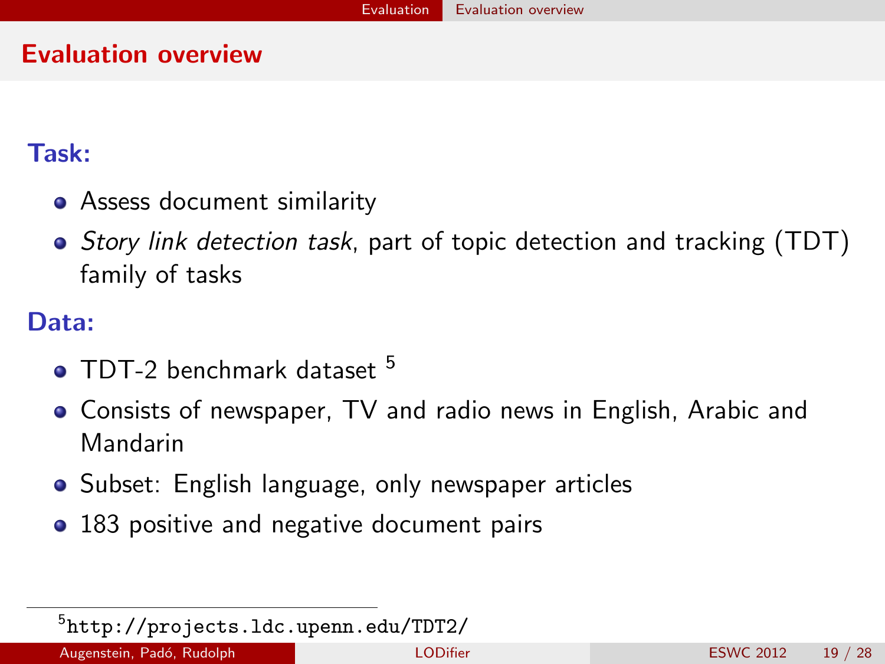# Evaluation overview

### Task:

- Assess document similarity
- *Story link detection task*, part of topic detection and tracking (TDT) family of tasks

### Data:

- TDT-2 benchmark dataset [5]
- Consists of newspaper, TV and radio news in English, Arabic and Mandarin
- Subset: English language, only newspaper articles
- 183 positive and negative document pairs

[5] `http://projects.ldc.upenn.edu/TDT2/`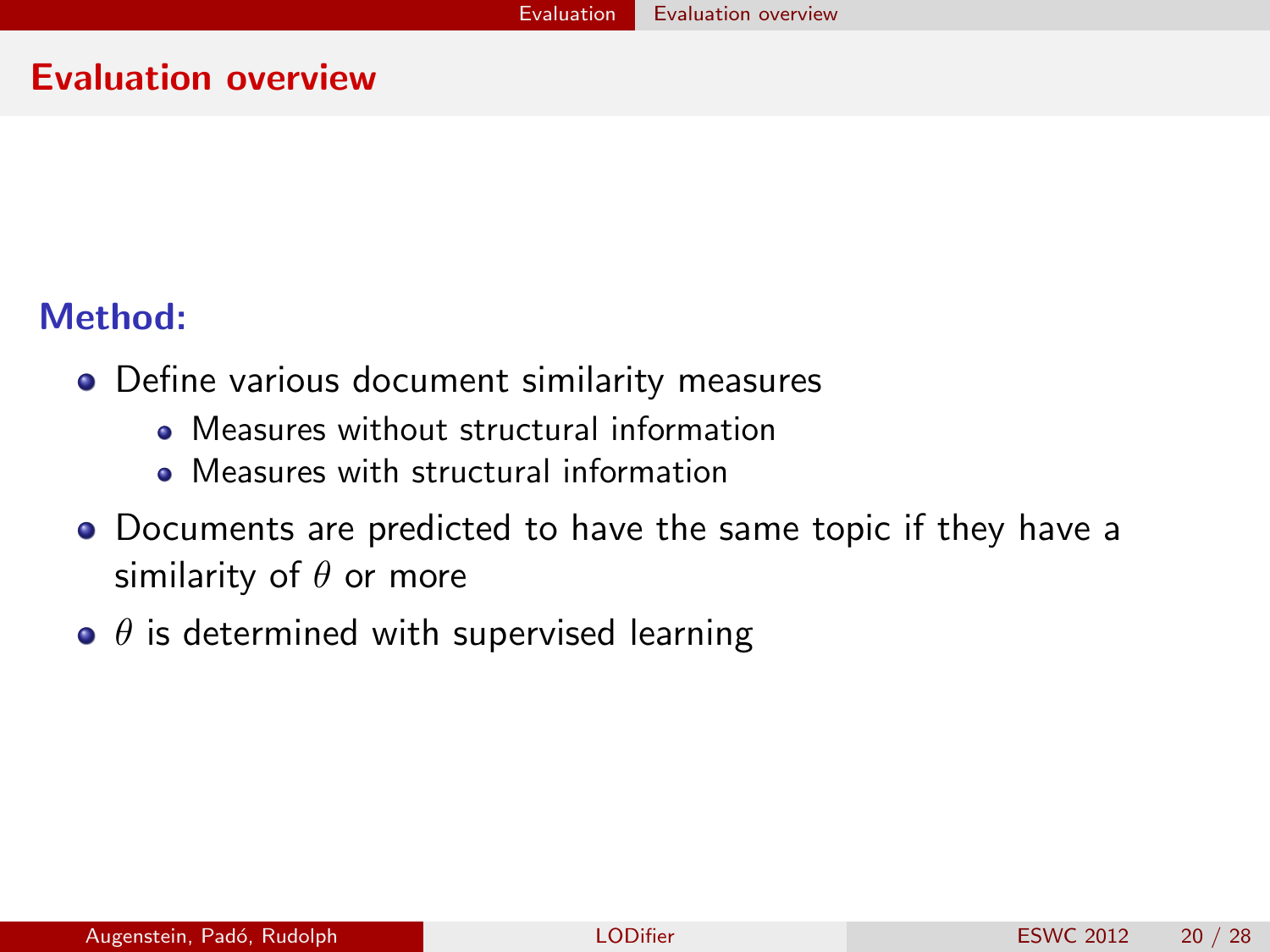# Evaluation overview

### Method:

- Define various document similarity measures
  - Measures without structural information
  - Measures with structural information
- Documents are predicted to have the same topic if they have a similarity of $\theta$ or more
- $\theta$ is determined with supervised learning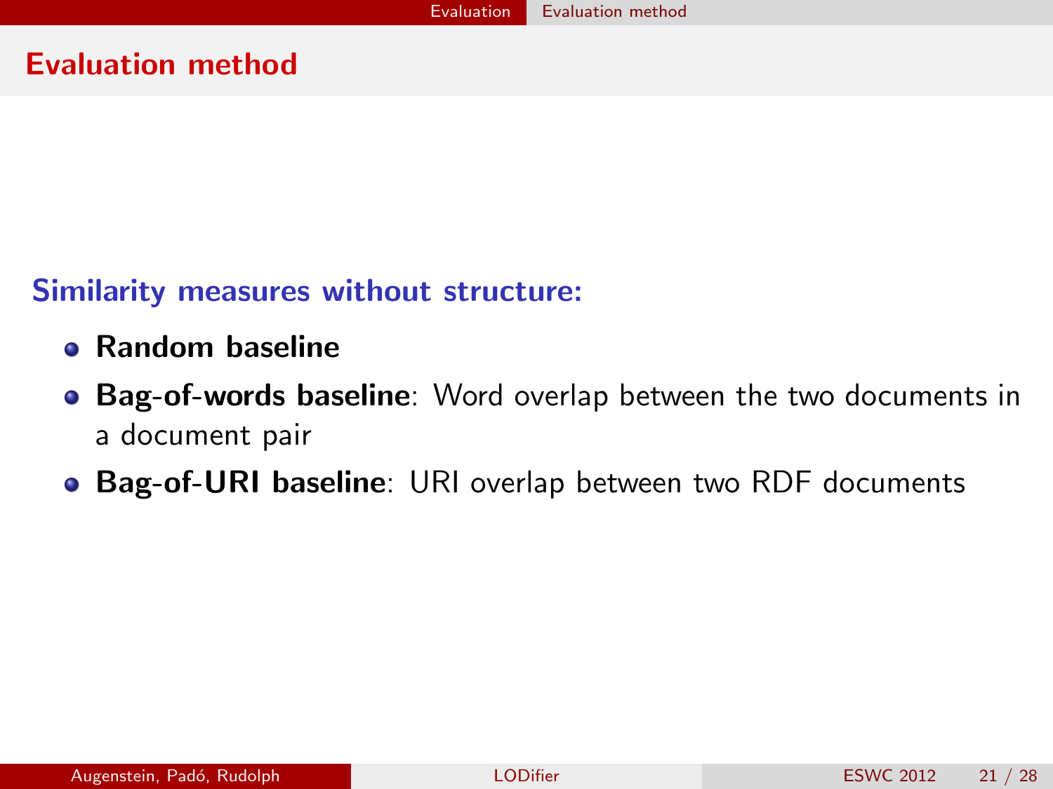## Evaluation method

### Similarity measures without structure:

- **Random baseline**
- **Bag-of-words baseline**: Word overlap between the two documents in a document pair
- **Bag-of-URI baseline**: URI overlap between two RDF documents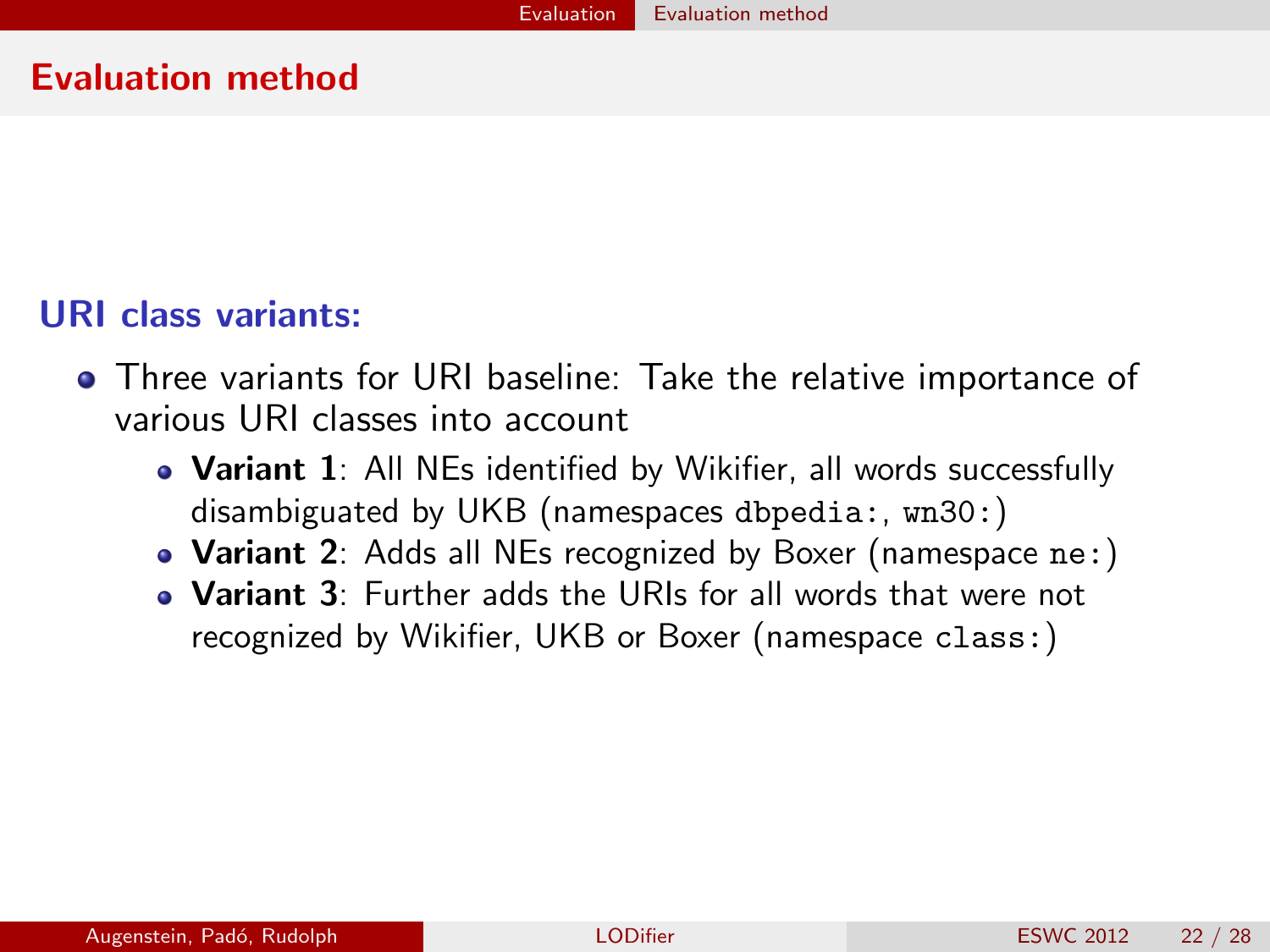## Evaluation method

### URI class variants:

- Three variants for URI baseline: Take the relative importance of various URI classes into account
  - **Variant 1**: All NEs identified by Wikifier, all words successfully disambiguated by UKB (namespaces `dbpedia:`, `wn30:`)
  - **Variant 2**: Adds all NEs recognized by Boxer (namespace `ne:`)
  - **Variant 3**: Further adds the URIs for all words that were not recognized by Wikifier, UKB or Boxer (namespace `class:`)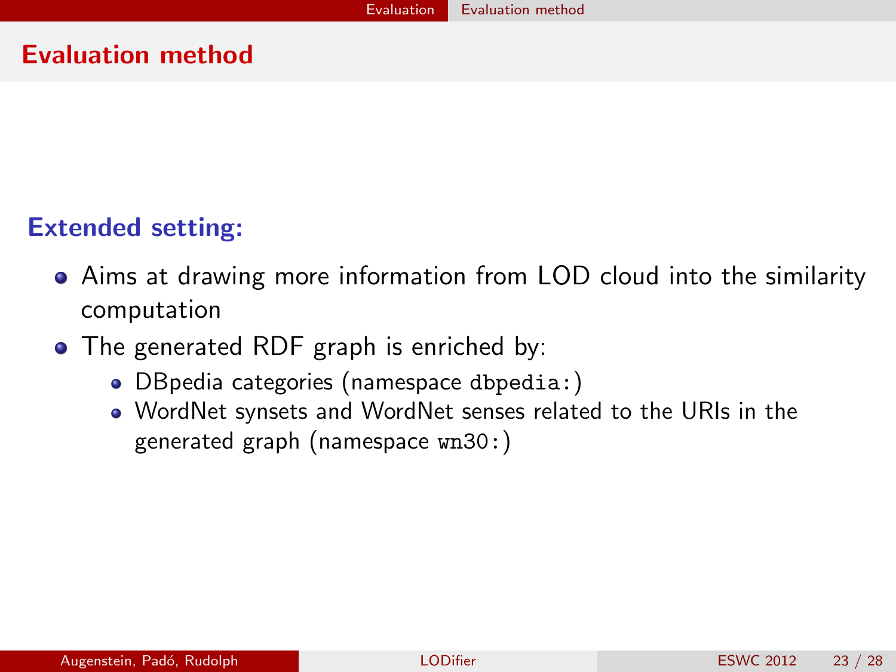## Evaluation method

**Extended setting:**

- Aims at drawing more information from LOD cloud into the similarity computation
- The generated RDF graph is enriched by:
  - DBpedia categories (namespace `dbpedia:`)
  - WordNet synsets and WordNet senses related to the URIs in the generated graph (namespace `wn30:`)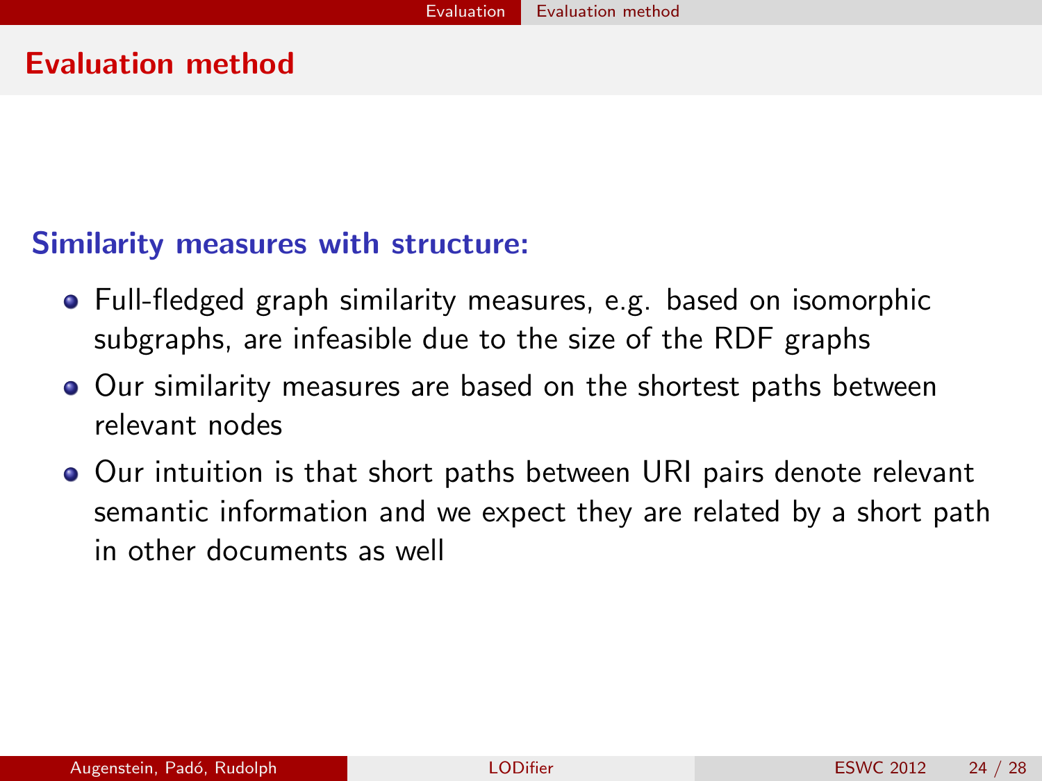# Evaluation method

## Similarity measures with structure:

- Full-fledged graph similarity measures, e.g. based on isomorphic subgraphs, are infeasible due to the size of the RDF graphs
- Our similarity measures are based on the shortest paths between relevant nodes
- Our intuition is that short paths between URI pairs denote relevant semantic information and we expect they are related by a short path in other documents as well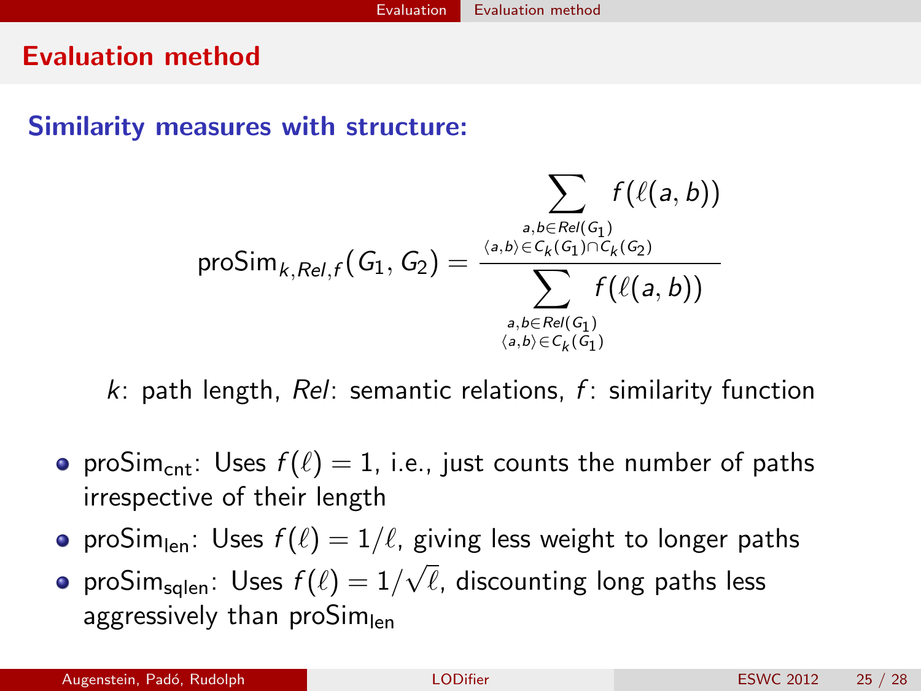# Evaluation method

## Similarity measures with structure:

$$\text{proSim}_{k,Rel,f}(G_1, G_2) = \frac{\displaystyle\sum_{\substack{a,b \in Rel(G_1) \\ \langle a,b \rangle \in C_k(G_1) \cap C_k(G_2)}} f(\ell(a,b))}{\displaystyle\sum_{\substack{a,b \in Rel(G_1) \\ \langle a,b \rangle \in C_k(G_1)}} f(\ell(a,b))}$$

$k$: path length, $Rel$: semantic relations, $f$: similarity function

- $\text{proSim}_{\text{cnt}}$: Uses $f(\ell) = 1$, i.e., just counts the number of paths irrespective of their length
- $\text{proSim}_{\text{len}}$: Uses $f(\ell) = 1/\ell$, giving less weight to longer paths
- $\text{proSim}_{\text{sqlen}}$: Uses $f(\ell) = 1/\sqrt{\ell}$, discounting long paths less aggressively than $\text{proSim}_{\text{len}}$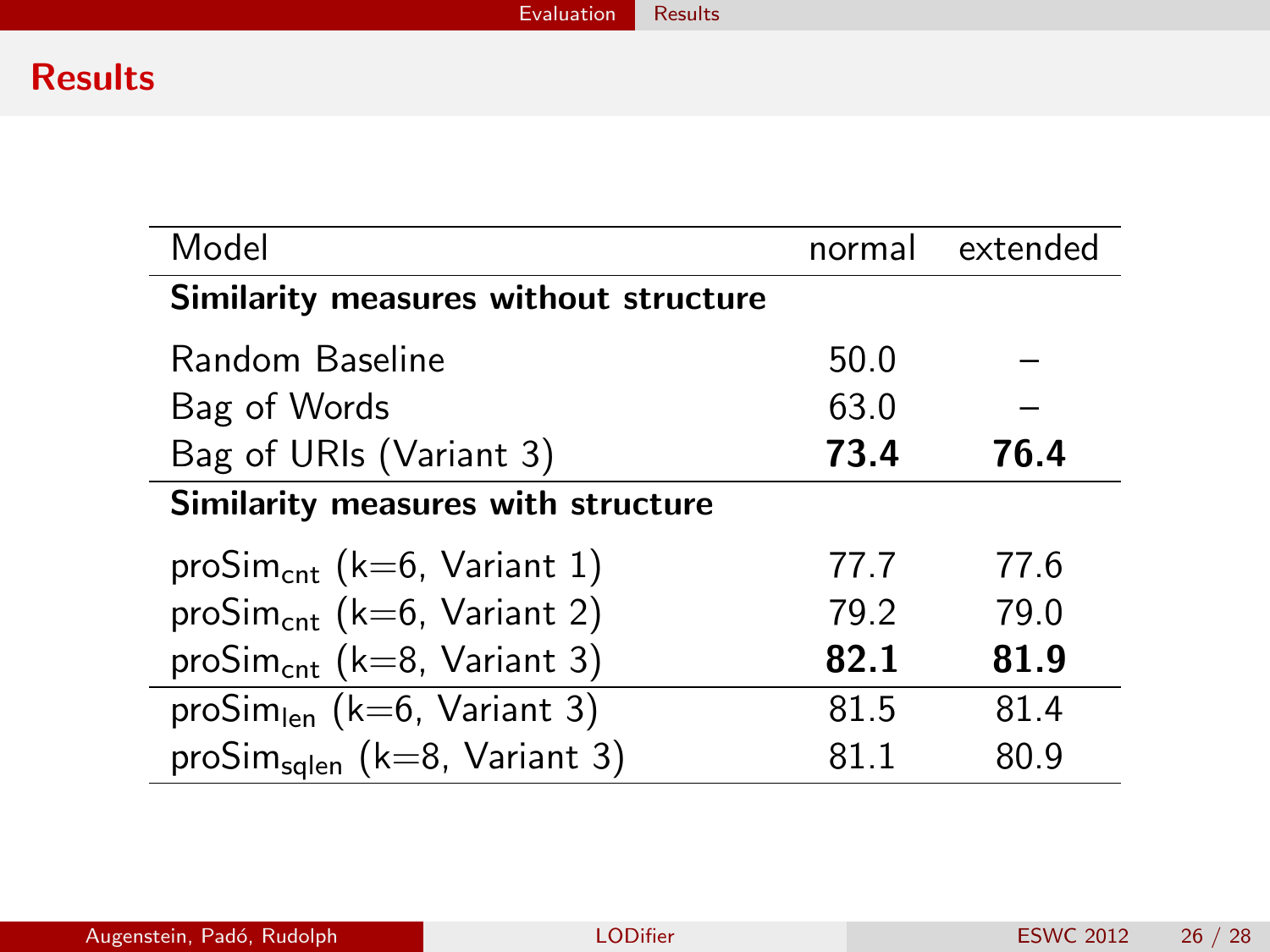# Results

| Model | normal | extended |
|---|---|---|
| **Similarity measures without structure** | | |
| Random Baseline | 50.0 | – |
| Bag of Words | 63.0 | – |
| Bag of URIs (Variant 3) | **73.4** | **76.4** |
| **Similarity measures with structure** | | |
| $\text{proSim}_{\text{cnt}}$ (k=6, Variant 1) | 77.7 | 77.6 |
| $\text{proSim}_{\text{cnt}}$ (k=6, Variant 2) | 79.2 | 79.0 |
| $\text{proSim}_{\text{cnt}}$ (k=8, Variant 3) | **82.1** | **81.9** |
| $\text{proSim}_{\text{len}}$ (k=6, Variant 3) | 81.5 | 81.4 |
| $\text{proSim}_{\text{sqlen}}$ (k=8, Variant 3) | 81.1 | 80.9 |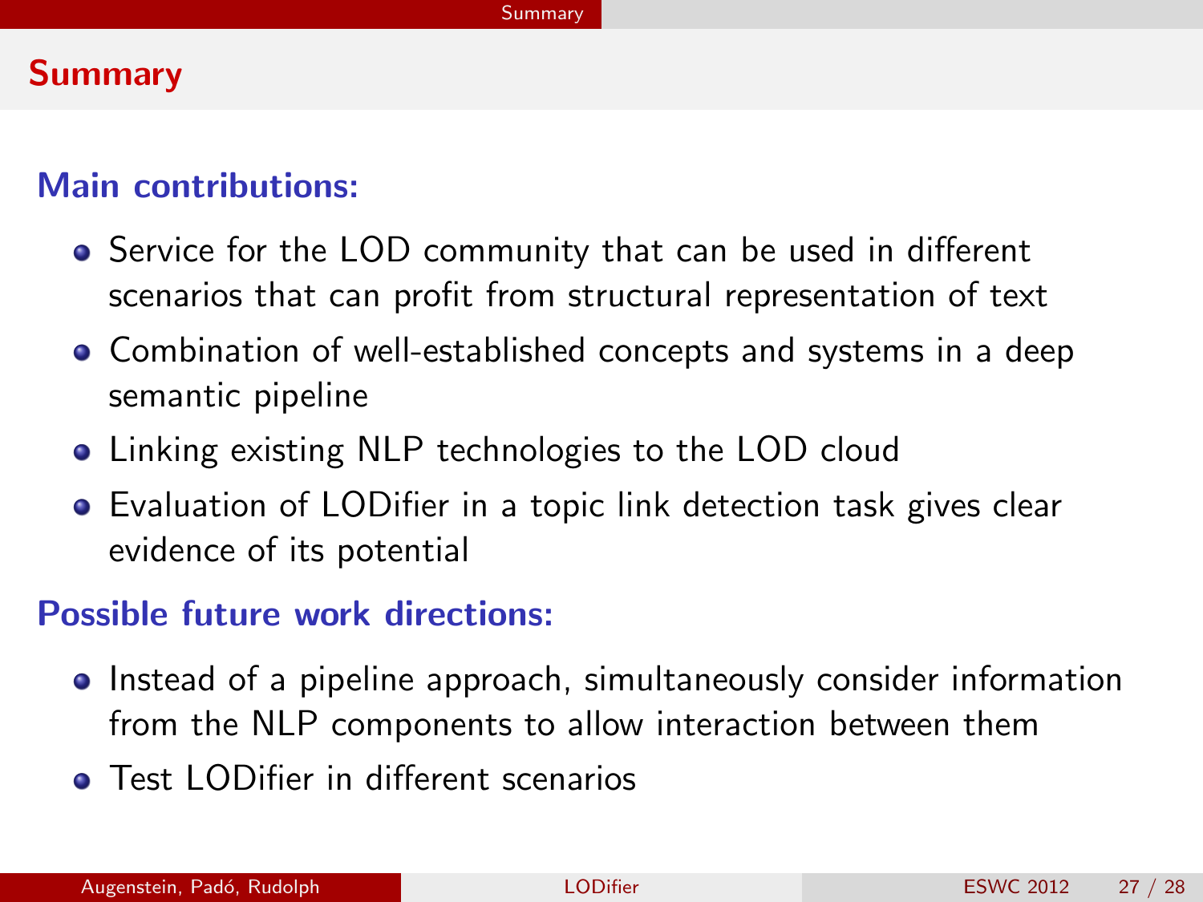# Summary

### Main contributions:

- Service for the LOD community that can be used in different scenarios that can profit from structural representation of text
- Combination of well-established concepts and systems in a deep semantic pipeline
- Linking existing NLP technologies to the LOD cloud
- Evaluation of LODifier in a topic link detection task gives clear evidence of its potential

### Possible future work directions:

- Instead of a pipeline approach, simultaneously consider information from the NLP components to allow interaction between them
- Test LODifier in different scenarios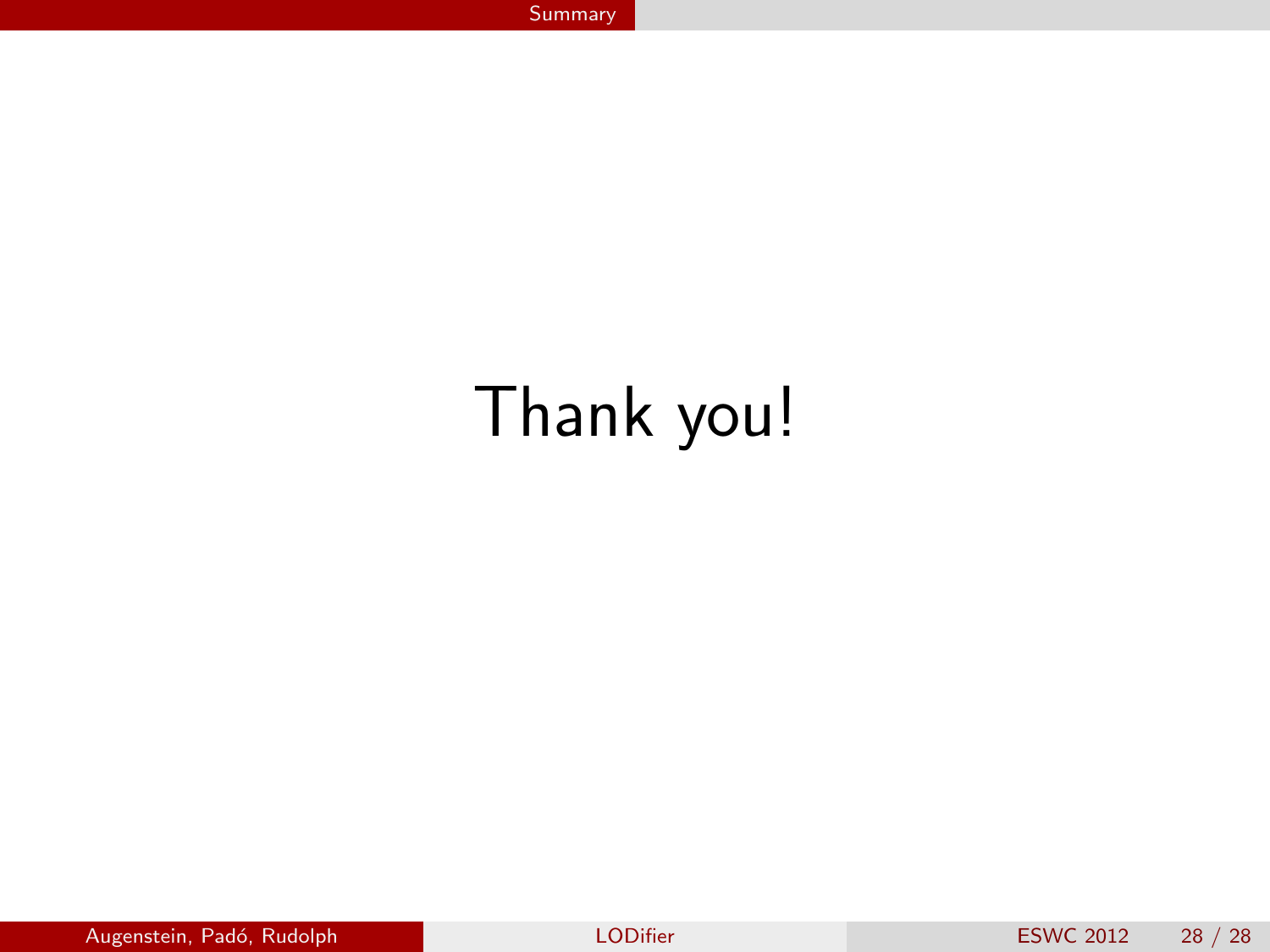Thank you!